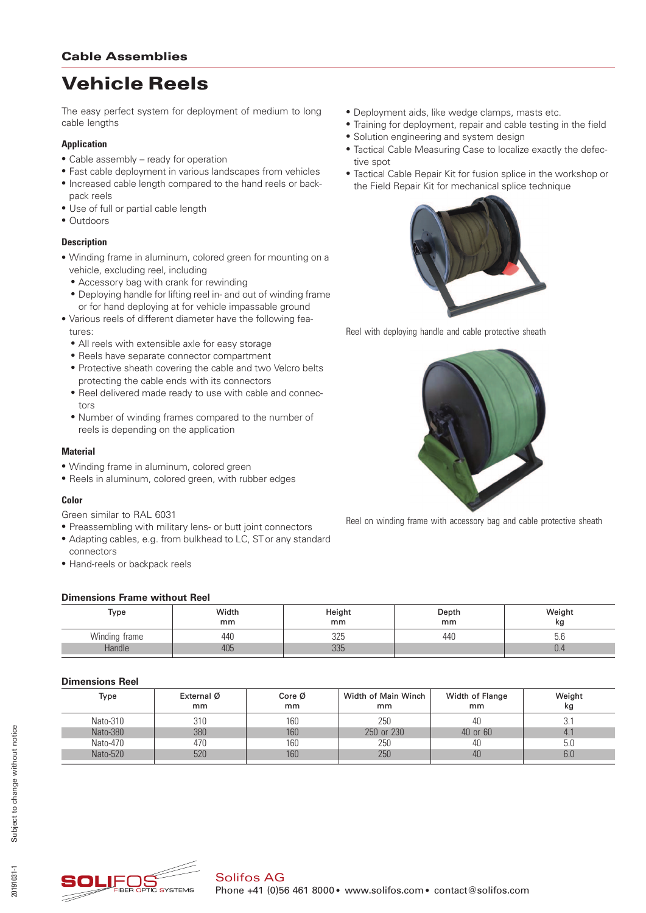## Cable Assemblies

# Vehicle Reels

The easy perfect system for deployment of medium to long cable lengths

### Application

- Cable assembly – ready for operation
- Fast cable deployment in various landscapes from vehicles
- Increased cable length compared to the hand reels or backpack reels
- Use of full or partial cable length
- Outdoors

### Description

- Winding frame in aluminum, colored green for mounting on a vehicle, excluding reel, including
  - Accessory bag with crank for rewinding
  - Deploying handle for lifting reel in- and out of winding frame or for hand deploying at for vehicle impassable ground
- Various reels of different diameter have the following features:
  - All reels with extensible axle for easy storage
  - Reels have separate connector compartment
  - Protective sheath covering the cable and two Velcro belts protecting the cable ends with its connectors
  - Reel delivered made ready to use with cable and connectors
  - Number of winding frames compared to the number of reels is depending on the application

### Material

- Winding frame in aluminum, colored green
- Reels in aluminum, colored green, with rubber edges

### Color

Green similar to RAL 6031

- Preassembling with military lens- or butt joint connectors
- Adapting cables, e.g. from bulkhead to LC, ST or any standard connectors
- Hand-reels or backpack reels
- Deployment aids, like wedge clamps, masts etc.
- Training for deployment, repair and cable testing in the field
- Solution engineering and system design
- Tactical Cable Measuring Case to localize exactly the defective spot
- Tactical Cable Repair Kit for fusion splice in the workshop or the Field Repair Kit for mechanical splice technique

Reel with deploying handle and cable protective sheath

Reel on winding frame with accessory bag and cable protective sheath

### Dimensions Frame without Reel

| Type | Width mm | Height mm | Depth mm | Weight kg |
|---|---|---|---|---|
| Winding frame | 440 | 325 | 440 | 5.6 |
| Handle | 405 | 335 | | 0.4 |

### Dimensions Reel

| Type | External Ø mm | Core Ø mm | Width of Main Winch mm | Width of Flange mm | Weight kg |
|---|---|---|---|---|---|
| Nato-310 | 310 | 160 | 250 | 40 | 3.1 |
| Nato-380 | 380 | 160 | 250 or 230 | 40 or 60 | 4.1 |
| Nato-470 | 470 | 160 | 250 | 40 | 5.0 |
| Nato-520 | 520 | 160 | 250 | 40 | 6.0 |

Subject to change without notice

20191031-1

Solifos AG
Phone +41 (0)56 461 8000 • www.solifos.com • contact@solifos.com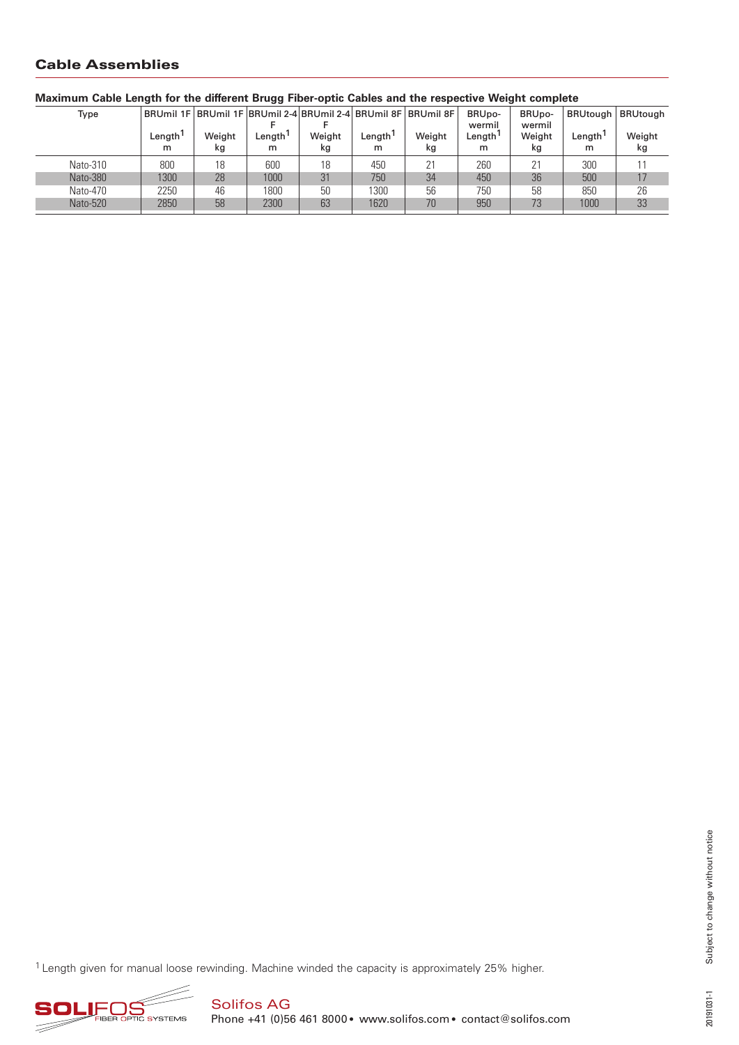## Cable Assemblies

**Maximum Cable Length for the different Brugg Fiber-optic Cables and the respective Weight complete**

| Type | BRUmil 1F Length[1] m | BRUmil 1F Weight kg | BRUmil 2-4 F Length[1] m | BRUmil 2-4 F Weight kg | BRUmil 8F Length[1] m | BRUmil 8F Weight kg | BRUpowermil Length[1] m | BRUpowermil Weight kg | BRUtough Length[1] m | BRUtough Weight kg |
|---|---|---|---|---|---|---|---|---|---|---|
| Nato-310 | 800 | 18 | 600 | 18 | 450 | 21 | 260 | 21 | 300 | 11 |
| Nato-380 | 1300 | 28 | 1000 | 31 | 750 | 34 | 450 | 36 | 500 | 17 |
| Nato-470 | 2250 | 46 | 1800 | 50 | 1300 | 56 | 750 | 58 | 850 | 26 |
| Nato-520 | 2850 | 58 | 2300 | 63 | 1620 | 70 | 950 | 73 | 1000 | 33 |

[1] Length given for manual loose rewinding. Machine winded the capacity is approximately 25% higher.

Solifos AG
Phone +41 (0)56 461 8000 • www.solifos.com • contact@solifos.com

Subject to change without notice

20191031-1